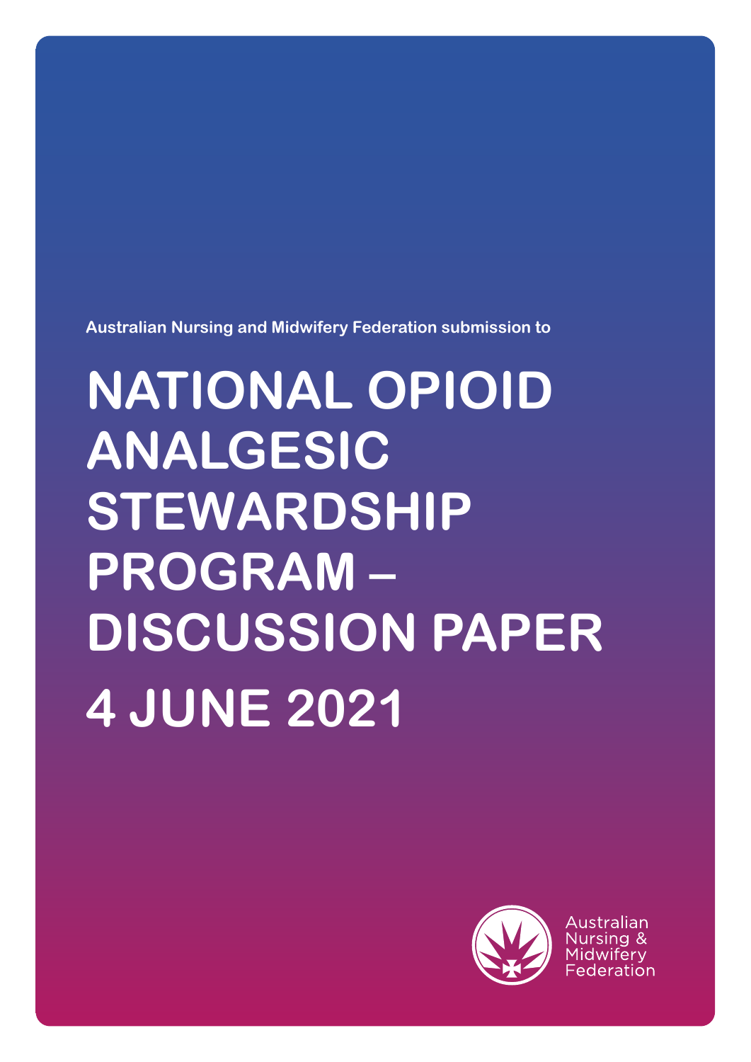Australian Nursing and Midwifery Federation submission to

# NATIONAL OPIOID ANALGESIC STEWARDSHIP PROGRAM – DISCUSSION PAPER

# 4 JUNE 2021

Australian Nursing & Midwifery Federation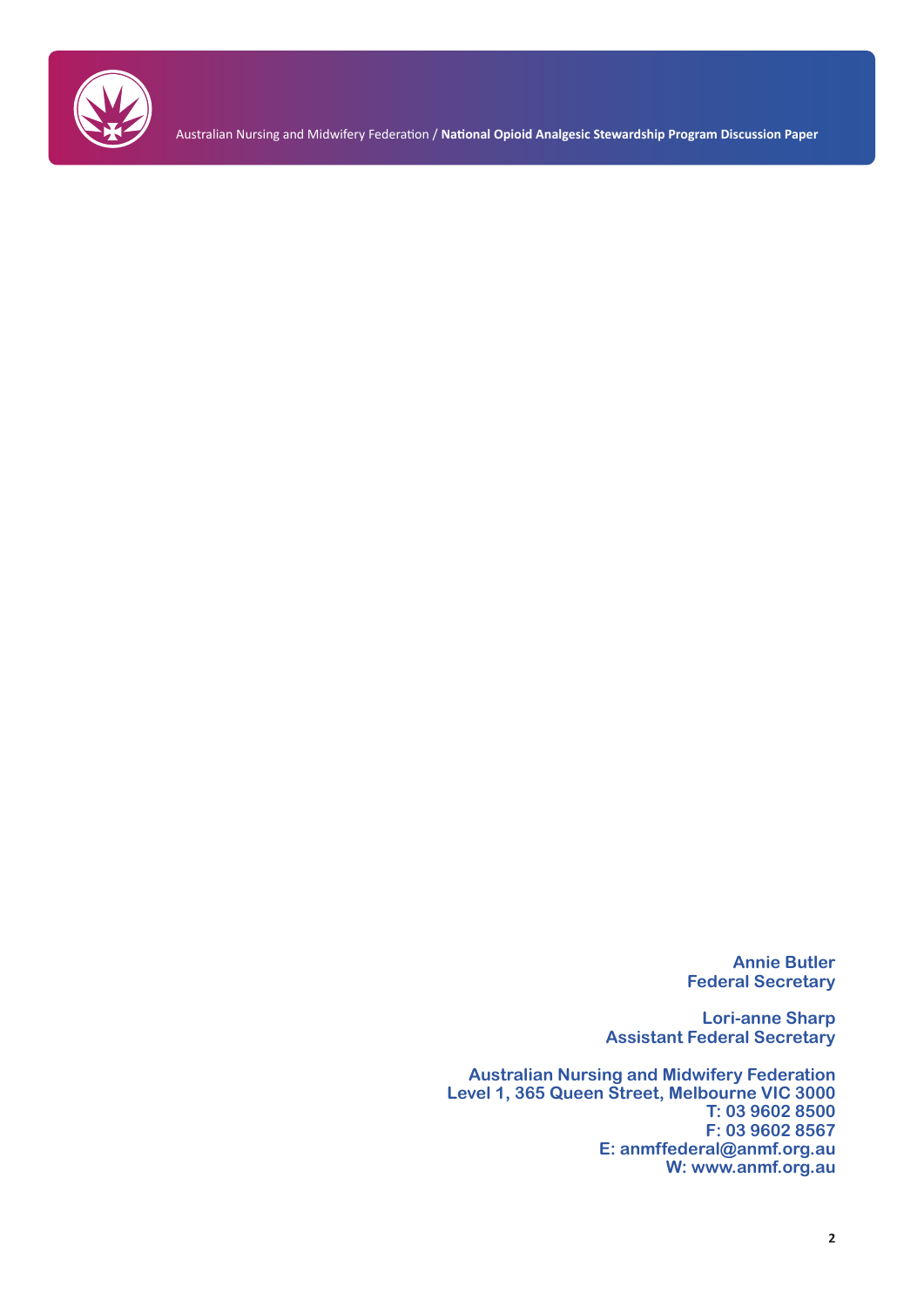**Annie Butler**
**Federal Secretary**

**Lori-anne Sharp**
**Assistant Federal Secretary**

**Australian Nursing and Midwifery Federation**
**Level 1, 365 Queen Street, Melbourne VIC 3000**
**T: 03 9602 8500**
**F: 03 9602 8567**
**E: anmffederal@anmf.org.au**
**W: www.anmf.org.au**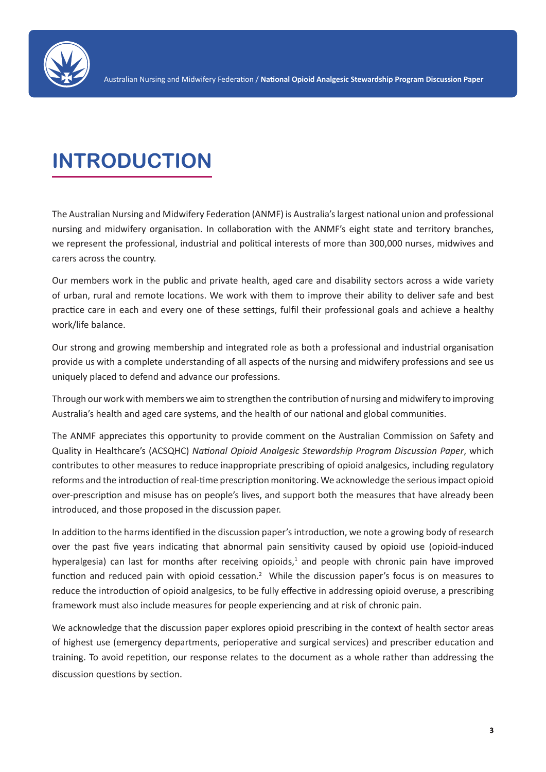# INTRODUCTION

The Australian Nursing and Midwifery Federation (ANMF) is Australia's largest national union and professional nursing and midwifery organisation. In collaboration with the ANMF's eight state and territory branches, we represent the professional, industrial and political interests of more than 300,000 nurses, midwives and carers across the country.

Our members work in the public and private health, aged care and disability sectors across a wide variety of urban, rural and remote locations. We work with them to improve their ability to deliver safe and best practice care in each and every one of these settings, fulfil their professional goals and achieve a healthy work/life balance.

Our strong and growing membership and integrated role as both a professional and industrial organisation provide us with a complete understanding of all aspects of the nursing and midwifery professions and see us uniquely placed to defend and advance our professions.

Through our work with members we aim to strengthen the contribution of nursing and midwifery to improving Australia's health and aged care systems, and the health of our national and global communities.

The ANMF appreciates this opportunity to provide comment on the Australian Commission on Safety and Quality in Healthcare's (ACSQHC) *National Opioid Analgesic Stewardship Program Discussion Paper*, which contributes to other measures to reduce inappropriate prescribing of opioid analgesics, including regulatory reforms and the introduction of real-time prescription monitoring. We acknowledge the serious impact opioid over-prescription and misuse has on people's lives, and support both the measures that have already been introduced, and those proposed in the discussion paper.

In addition to the harms identified in the discussion paper's introduction, we note a growing body of research over the past five years indicating that abnormal pain sensitivity caused by opioid use (opioid-induced hyperalgesia) can last for months after receiving opioids,[1] and people with chronic pain have improved function and reduced pain with opioid cessation.[2] While the discussion paper's focus is on measures to reduce the introduction of opioid analgesics, to be fully effective in addressing opioid overuse, a prescribing framework must also include measures for people experiencing and at risk of chronic pain.

We acknowledge that the discussion paper explores opioid prescribing in the context of health sector areas of highest use (emergency departments, perioperative and surgical services) and prescriber education and training. To avoid repetition, our response relates to the document as a whole rather than addressing the discussion questions by section.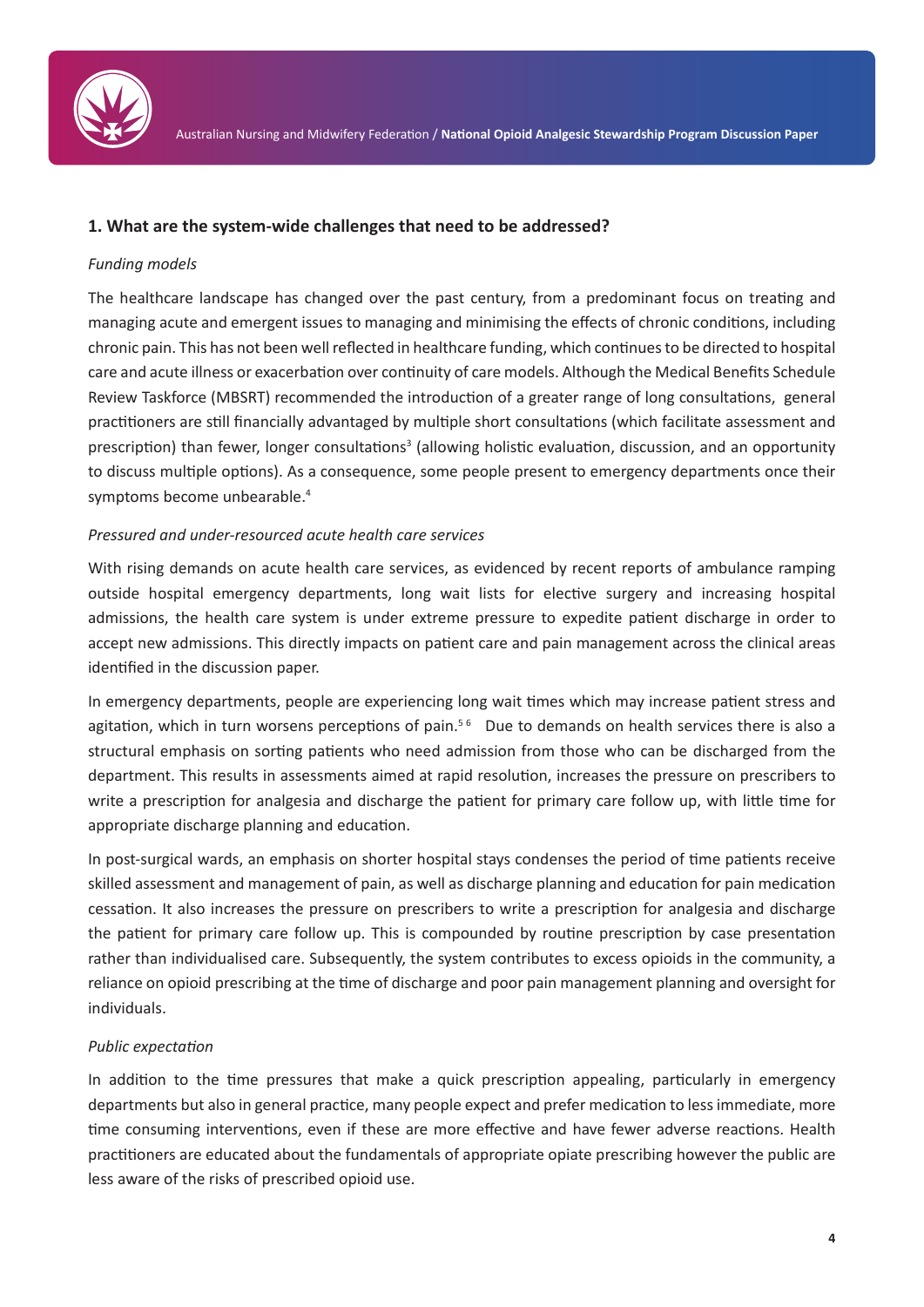### 1. What are the system-wide challenges that need to be addressed?

*Funding models*

The healthcare landscape has changed over the past century, from a predominant focus on treating and managing acute and emergent issues to managing and minimising the effects of chronic conditions, including chronic pain. This has not been well reflected in healthcare funding, which continues to be directed to hospital care and acute illness or exacerbation over continuity of care models. Although the Medical Benefits Schedule Review Taskforce (MBSRT) recommended the introduction of a greater range of long consultations, general practitioners are still financially advantaged by multiple short consultations (which facilitate assessment and prescription) than fewer, longer consultations[3] (allowing holistic evaluation, discussion, and an opportunity to discuss multiple options). As a consequence, some people present to emergency departments once their symptoms become unbearable.[4]

*Pressured and under-resourced acute health care services*

With rising demands on acute health care services, as evidenced by recent reports of ambulance ramping outside hospital emergency departments, long wait lists for elective surgery and increasing hospital admissions, the health care system is under extreme pressure to expedite patient discharge in order to accept new admissions. This directly impacts on patient care and pain management across the clinical areas identified in the discussion paper.

In emergency departments, people are experiencing long wait times which may increase patient stress and agitation, which in turn worsens perceptions of pain.[5,6] Due to demands on health services there is also a structural emphasis on sorting patients who need admission from those who can be discharged from the department. This results in assessments aimed at rapid resolution, increases the pressure on prescribers to write a prescription for analgesia and discharge the patient for primary care follow up, with little time for appropriate discharge planning and education.

In post-surgical wards, an emphasis on shorter hospital stays condenses the period of time patients receive skilled assessment and management of pain, as well as discharge planning and education for pain medication cessation. It also increases the pressure on prescribers to write a prescription for analgesia and discharge the patient for primary care follow up. This is compounded by routine prescription by case presentation rather than individualised care. Subsequently, the system contributes to excess opioids in the community, a reliance on opioid prescribing at the time of discharge and poor pain management planning and oversight for individuals.

*Public expectation*

In addition to the time pressures that make a quick prescription appealing, particularly in emergency departments but also in general practice, many people expect and prefer medication to less immediate, more time consuming interventions, even if these are more effective and have fewer adverse reactions. Health practitioners are educated about the fundamentals of appropriate opiate prescribing however the public are less aware of the risks of prescribed opioid use.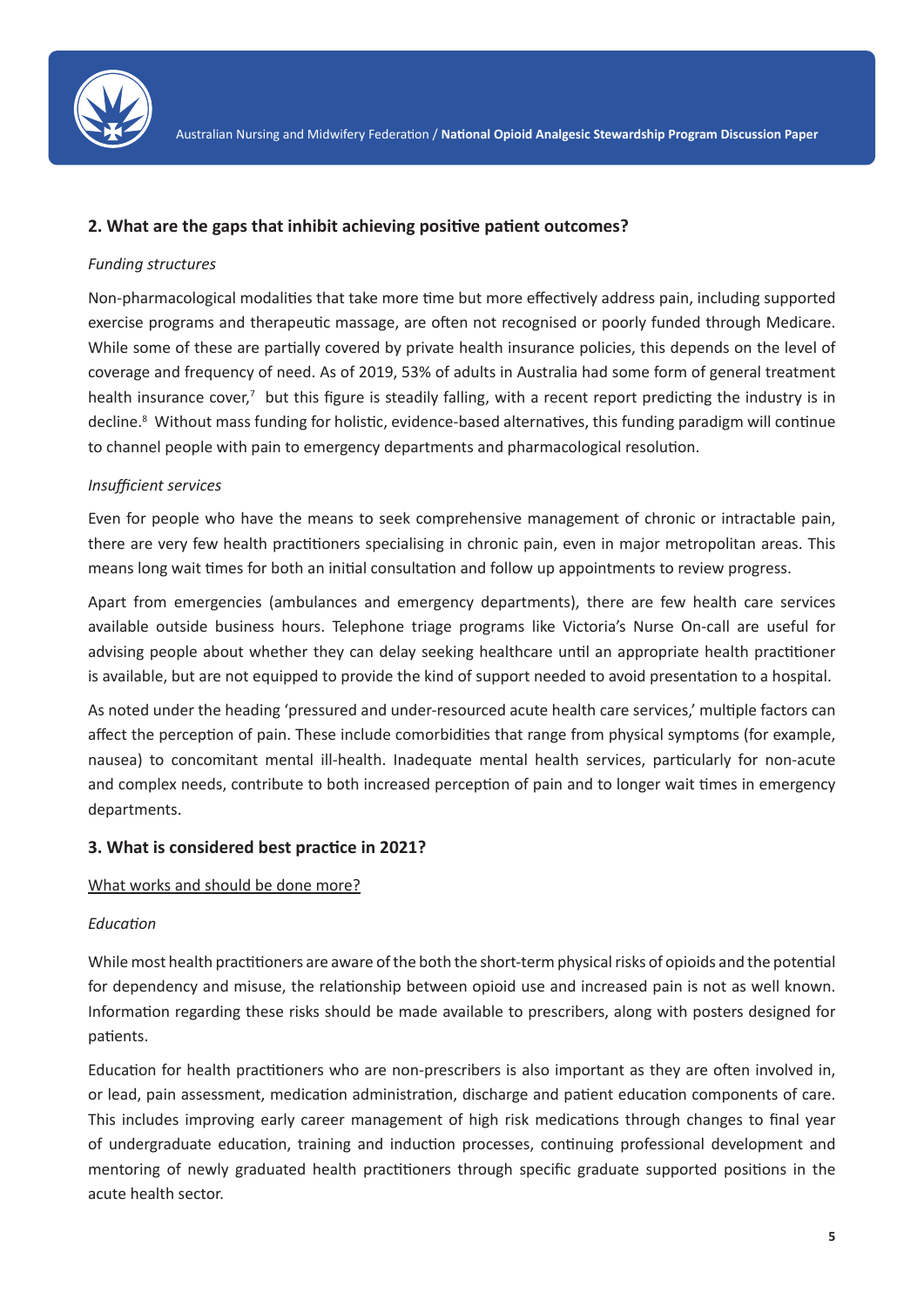## 2. What are the gaps that inhibit achieving positive patient outcomes?

*Funding structures*

Non-pharmacological modalities that take more time but more effectively address pain, including supported exercise programs and therapeutic massage, are often not recognised or poorly funded through Medicare. While some of these are partially covered by private health insurance policies, this depends on the level of coverage and frequency of need. As of 2019, 53% of adults in Australia had some form of general treatment health insurance cover,[7] but this figure is steadily falling, with a recent report predicting the industry is in decline.[8] Without mass funding for holistic, evidence-based alternatives, this funding paradigm will continue to channel people with pain to emergency departments and pharmacological resolution.

*Insufficient services*

Even for people who have the means to seek comprehensive management of chronic or intractable pain, there are very few health practitioners specialising in chronic pain, even in major metropolitan areas. This means long wait times for both an initial consultation and follow up appointments to review progress.

Apart from emergencies (ambulances and emergency departments), there are few health care services available outside business hours. Telephone triage programs like Victoria's Nurse On-call are useful for advising people about whether they can delay seeking healthcare until an appropriate health practitioner is available, but are not equipped to provide the kind of support needed to avoid presentation to a hospital.

As noted under the heading 'pressured and under-resourced acute health care services,' multiple factors can affect the perception of pain. These include comorbidities that range from physical symptoms (for example, nausea) to concomitant mental ill-health. Inadequate mental health services, particularly for non-acute and complex needs, contribute to both increased perception of pain and to longer wait times in emergency departments.

## 3. What is considered best practice in 2021?

<u>What works and should be done more?</u>

*Education*

While most health practitioners are aware of the both the short-term physical risks of opioids and the potential for dependency and misuse, the relationship between opioid use and increased pain is not as well known. Information regarding these risks should be made available to prescribers, along with posters designed for patients.

Education for health practitioners who are non-prescribers is also important as they are often involved in, or lead, pain assessment, medication administration, discharge and patient education components of care. This includes improving early career management of high risk medications through changes to final year of undergraduate education, training and induction processes, continuing professional development and mentoring of newly graduated health practitioners through specific graduate supported positions in the acute health sector.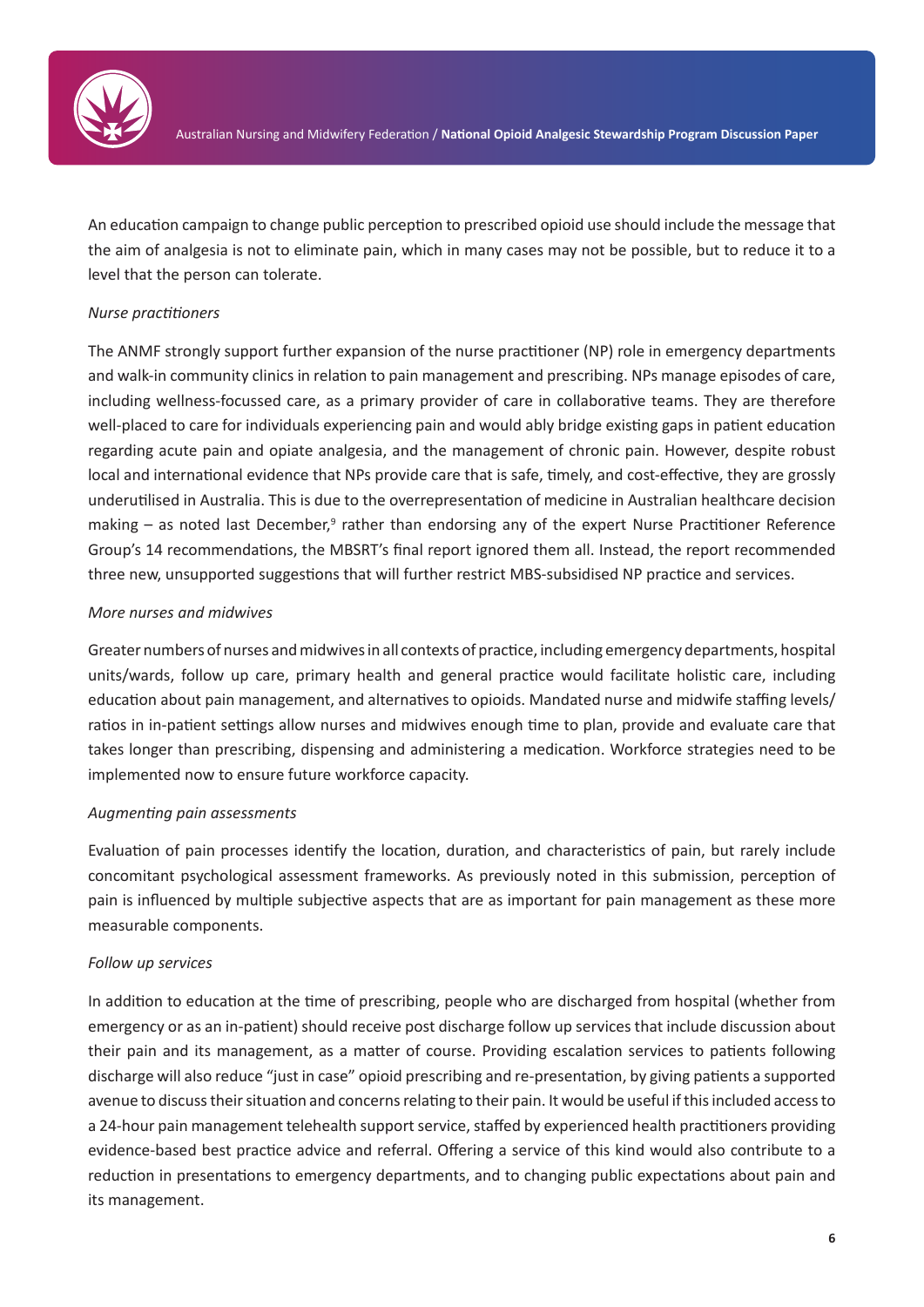An education campaign to change public perception to prescribed opioid use should include the message that the aim of analgesia is not to eliminate pain, which in many cases may not be possible, but to reduce it to a level that the person can tolerate.

*Nurse practitioners*

The ANMF strongly support further expansion of the nurse practitioner (NP) role in emergency departments and walk-in community clinics in relation to pain management and prescribing. NPs manage episodes of care, including wellness-focussed care, as a primary provider of care in collaborative teams. They are therefore well-placed to care for individuals experiencing pain and would ably bridge existing gaps in patient education regarding acute pain and opiate analgesia, and the management of chronic pain. However, despite robust local and international evidence that NPs provide care that is safe, timely, and cost-effective, they are grossly underutilised in Australia. This is due to the overrepresentation of medicine in Australian healthcare decision making – as noted last December,[9] rather than endorsing any of the expert Nurse Practitioner Reference Group's 14 recommendations, the MBSRT's final report ignored them all. Instead, the report recommended three new, unsupported suggestions that will further restrict MBS-subsidised NP practice and services.

*More nurses and midwives*

Greater numbers of nurses and midwives in all contexts of practice, including emergency departments, hospital units/wards, follow up care, primary health and general practice would facilitate holistic care, including education about pain management, and alternatives to opioids. Mandated nurse and midwife staffing levels/ratios in in-patient settings allow nurses and midwives enough time to plan, provide and evaluate care that takes longer than prescribing, dispensing and administering a medication. Workforce strategies need to be implemented now to ensure future workforce capacity.

*Augmenting pain assessments*

Evaluation of pain processes identify the location, duration, and characteristics of pain, but rarely include concomitant psychological assessment frameworks. As previously noted in this submission, perception of pain is influenced by multiple subjective aspects that are as important for pain management as these more measurable components.

*Follow up services*

In addition to education at the time of prescribing, people who are discharged from hospital (whether from emergency or as an in-patient) should receive post discharge follow up services that include discussion about their pain and its management, as a matter of course. Providing escalation services to patients following discharge will also reduce "just in case" opioid prescribing and re-presentation, by giving patients a supported avenue to discuss their situation and concerns relating to their pain. It would be useful if this included access to a 24-hour pain management telehealth support service, staffed by experienced health practitioners providing evidence-based best practice advice and referral. Offering a service of this kind would also contribute to a reduction in presentations to emergency departments, and to changing public expectations about pain and its management.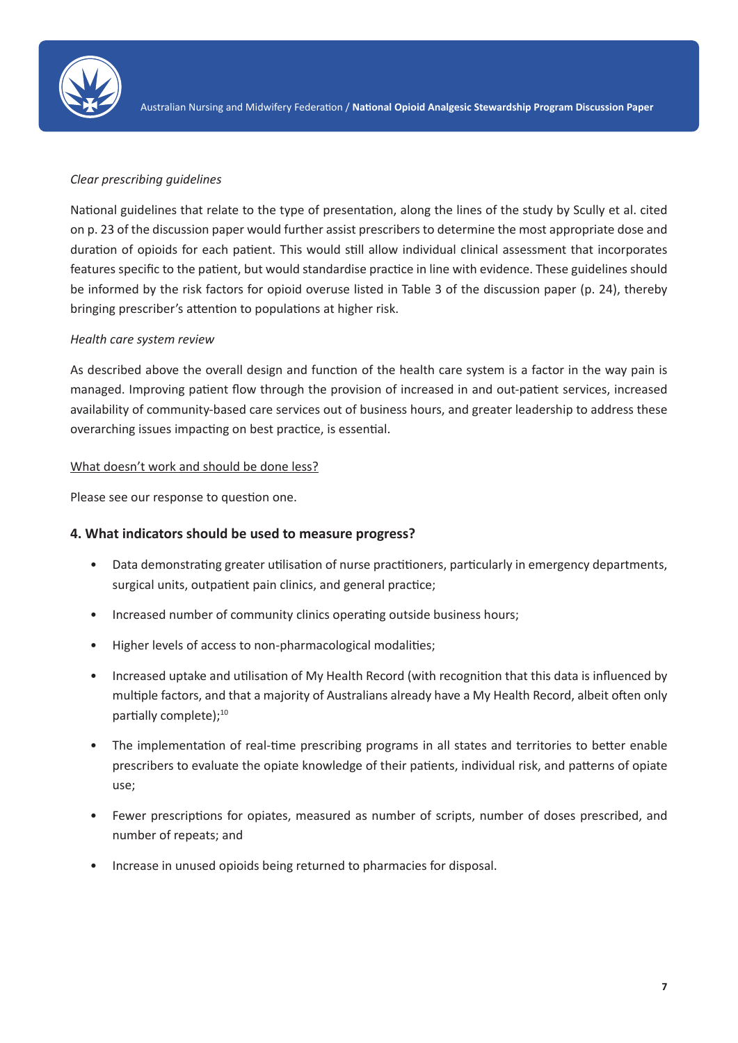*Clear prescribing guidelines*

National guidelines that relate to the type of presentation, along the lines of the study by Scully et al. cited on p. 23 of the discussion paper would further assist prescribers to determine the most appropriate dose and duration of opioids for each patient. This would still allow individual clinical assessment that incorporates features specific to the patient, but would standardise practice in line with evidence. These guidelines should be informed by the risk factors for opioid overuse listed in Table 3 of the discussion paper (p. 24), thereby bringing prescriber's attention to populations at higher risk.

*Health care system review*

As described above the overall design and function of the health care system is a factor in the way pain is managed. Improving patient flow through the provision of increased in and out-patient services, increased availability of community-based care services out of business hours, and greater leadership to address these overarching issues impacting on best practice, is essential.

<u>What doesn't work and should be done less?</u>

Please see our response to question one.

### 4. What indicators should be used to measure progress?

- Data demonstrating greater utilisation of nurse practitioners, particularly in emergency departments, surgical units, outpatient pain clinics, and general practice;
- Increased number of community clinics operating outside business hours;
- Higher levels of access to non-pharmacological modalities;
- Increased uptake and utilisation of My Health Record (with recognition that this data is influenced by multiple factors, and that a majority of Australians already have a My Health Record, albeit often only partially complete);[10]
- The implementation of real-time prescribing programs in all states and territories to better enable prescribers to evaluate the opiate knowledge of their patients, individual risk, and patterns of opiate use;
- Fewer prescriptions for opiates, measured as number of scripts, number of doses prescribed, and number of repeats; and
- Increase in unused opioids being returned to pharmacies for disposal.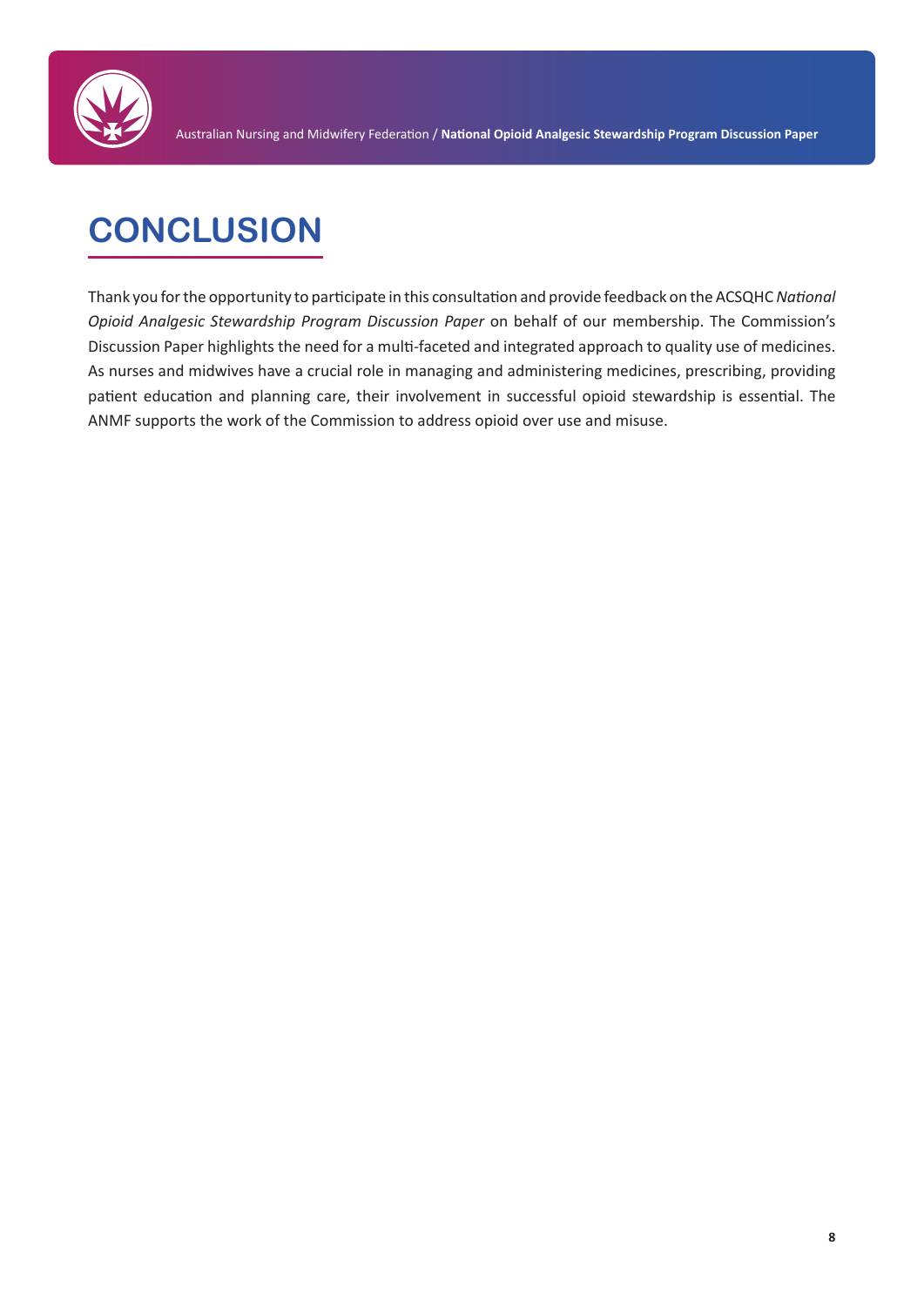# CONCLUSION

Thank you for the opportunity to participate in this consultation and provide feedback on the ACSQHC *National Opioid Analgesic Stewardship Program Discussion Paper* on behalf of our membership. The Commission's Discussion Paper highlights the need for a multi-faceted and integrated approach to quality use of medicines. As nurses and midwives have a crucial role in managing and administering medicines, prescribing, providing patient education and planning care, their involvement in successful opioid stewardship is essential. The ANMF supports the work of the Commission to address opioid over use and misuse.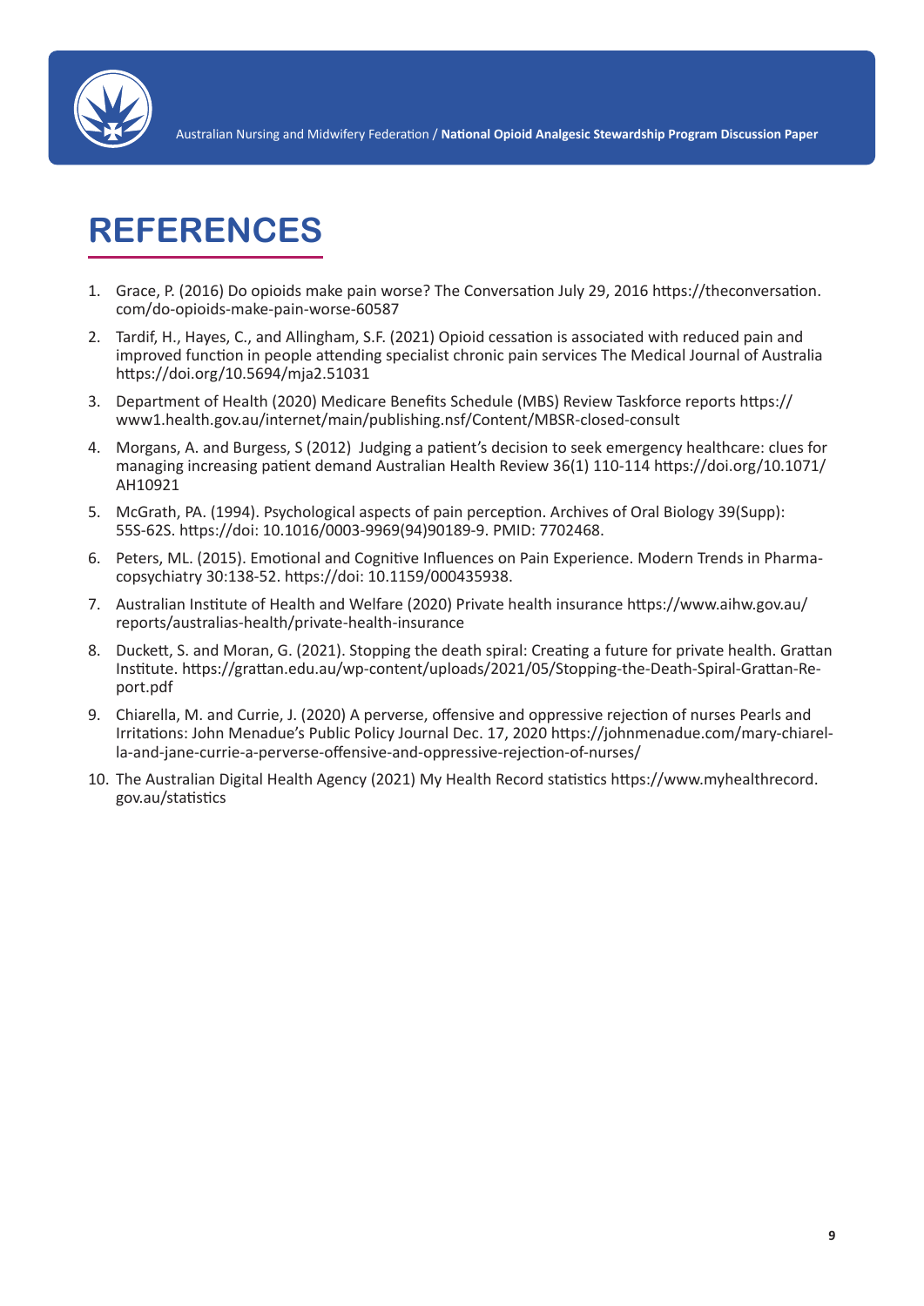# REFERENCES

1. Grace, P. (2016) Do opioids make pain worse? The Conversation July 29, 2016 https://theconversation.com/do-opioids-make-pain-worse-60587
2. Tardif, H., Hayes, C., and Allingham, S.F. (2021) Opioid cessation is associated with reduced pain and improved function in people attending specialist chronic pain services The Medical Journal of Australia https://doi.org/10.5694/mja2.51031
3. Department of Health (2020) Medicare Benefits Schedule (MBS) Review Taskforce reports https://www1.health.gov.au/internet/main/publishing.nsf/Content/MBSR-closed-consult
4. Morgans, A. and Burgess, S (2012) Judging a patient's decision to seek emergency healthcare: clues for managing increasing patient demand Australian Health Review 36(1) 110-114 https://doi.org/10.1071/AH10921
5. McGrath, PA. (1994). Psychological aspects of pain perception. Archives of Oral Biology 39(Supp): 55S-62S. https://doi: 10.1016/0003-9969(94)90189-9. PMID: 7702468.
6. Peters, ML. (2015). Emotional and Cognitive Influences on Pain Experience. Modern Trends in Pharmacopsychiatry 30:138-52. https://doi: 10.1159/000435938.
7. Australian Institute of Health and Welfare (2020) Private health insurance https://www.aihw.gov.au/reports/australias-health/private-health-insurance
8. Duckett, S. and Moran, G. (2021). Stopping the death spiral: Creating a future for private health. Grattan Institute. https://grattan.edu.au/wp-content/uploads/2021/05/Stopping-the-Death-Spiral-Grattan-Report.pdf
9. Chiarella, M. and Currie, J. (2020) A perverse, offensive and oppressive rejection of nurses Pearls and Irritations: John Menadue's Public Policy Journal Dec. 17, 2020 https://johnmenadue.com/mary-chiarella-and-jane-currie-a-perverse-offensive-and-oppressive-rejection-of-nurses/
10. The Australian Digital Health Agency (2021) My Health Record statistics https://www.myhealthrecord.gov.au/statistics